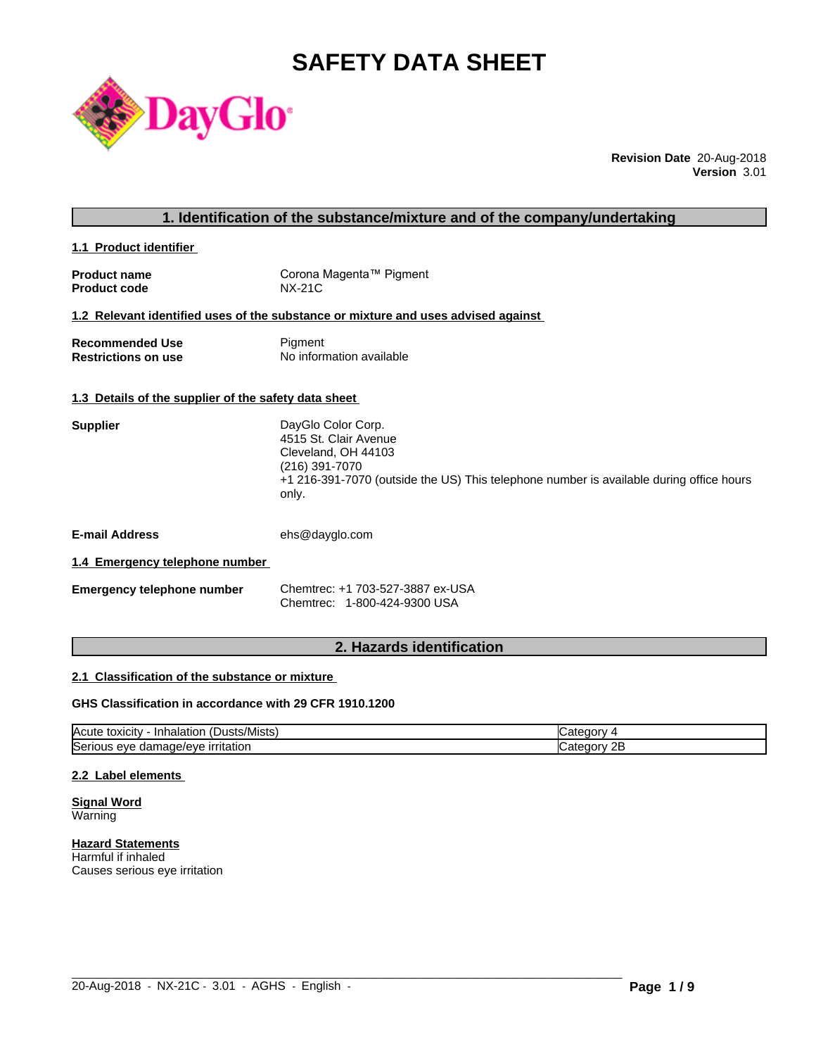# SAFETY DATA SHEET

**Revision Date** 20-Aug-2018
**Version** 3.01

## 1. Identification of the substance/mixture and of the company/undertaking

### 1.1 Product identifier

**Product name** Corona Magenta™ Pigment
**Product code** NX-21C

### 1.2 Relevant identified uses of the substance or mixture and uses advised against

**Recommended Use** Pigment
**Restrictions on use** No information available

### 1.3 Details of the supplier of the safety data sheet

**Supplier**
DayGlo Color Corp.
4515 St. Clair Avenue
Cleveland, OH 44103
(216) 391-7070
+1 216-391-7070 (outside the US) This telephone number is available during office hours only.

**E-mail Address** ehs@dayglo.com

### 1.4 Emergency telephone number

**Emergency telephone number**
Chemtrec: +1 703-527-3887 ex-USA
Chemtrec: 1-800-424-9300 USA

## 2. Hazards identification

### 2.1 Classification of the substance or mixture

**GHS Classification in accordance with 29 CFR 1910.1200**

| | |
|---|---|
| Acute toxicity - Inhalation (Dusts/Mists) | Category 4 |
| Serious eye damage/eye irritation | Category 2B |

### 2.2 Label elements

**Signal Word**
Warning

**Hazard Statements**
Harmful if inhaled
Causes serious eye irritation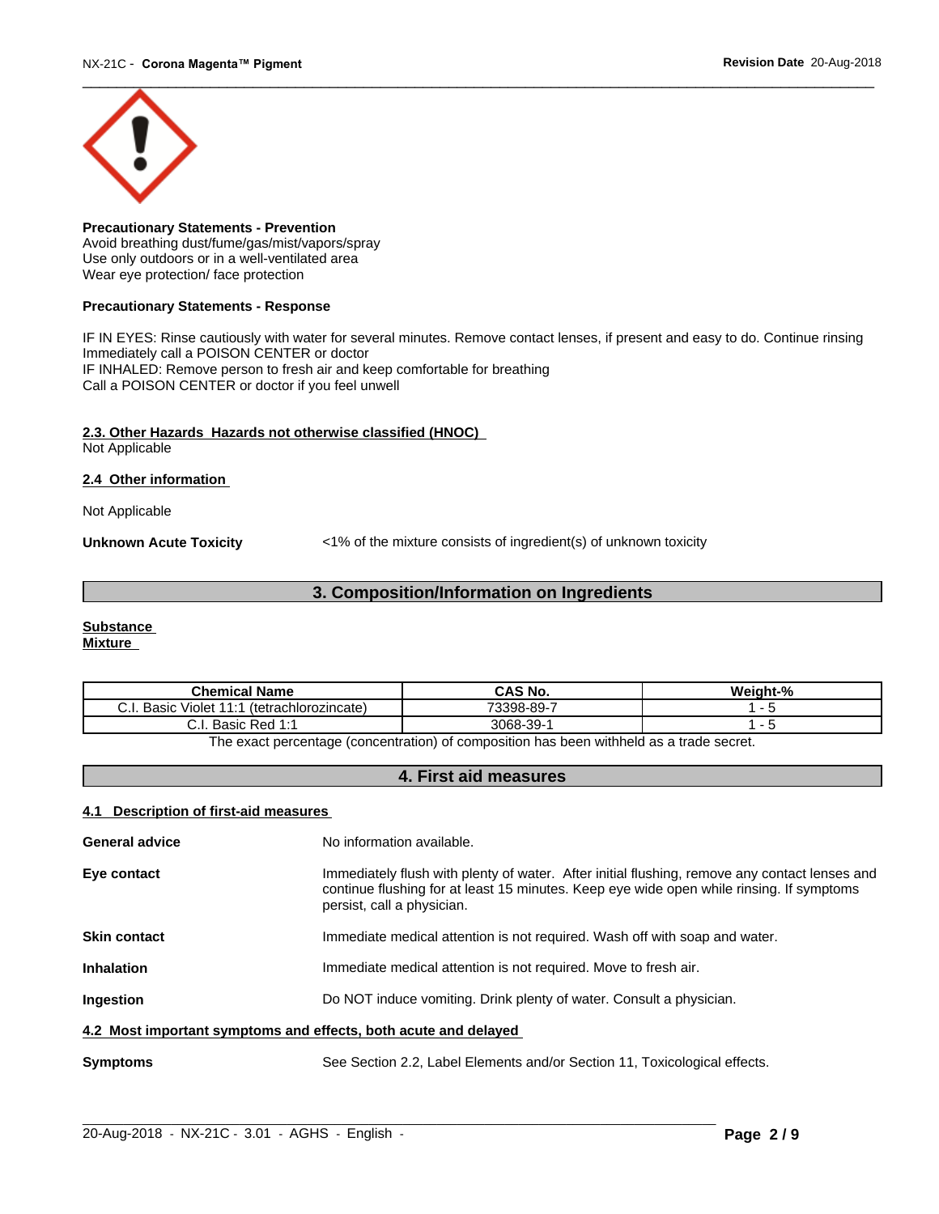**Precautionary Statements - Prevention**
Avoid breathing dust/fume/gas/mist/vapors/spray
Use only outdoors or in a well-ventilated area
Wear eye protection/ face protection

**Precautionary Statements - Response**

IF IN EYES: Rinse cautiously with water for several minutes. Remove contact lenses, if present and easy to do. Continue rinsing
Immediately call a POISON CENTER or doctor
IF INHALED: Remove person to fresh air and keep comfortable for breathing
Call a POISON CENTER or doctor if you feel unwell

**2.3. Other Hazards Hazards not otherwise classified (HNOC)**
Not Applicable

**2.4 Other information**

Not Applicable

**Unknown Acute Toxicity** <1% of the mixture consists of ingredient(s) of unknown toxicity

## 3. Composition/Information on Ingredients

**Substance**
**Mixture**

| Chemical Name | CAS No. | Weight-% |
|---|---|---|
| C.I. Basic Violet 11:1 (tetrachlorozincate) | 73398-89-7 | 1 - 5 |
| C.I. Basic Red 1:1 | 3068-39-1 | 1 - 5 |

The exact percentage (concentration) of composition has been withheld as a trade secret.

## 4. First aid measures

**4.1 Description of first-aid measures**

**General advice** No information available.

**Eye contact** Immediately flush with plenty of water. After initial flushing, remove any contact lenses and continue flushing for at least 15 minutes. Keep eye wide open while rinsing. If symptoms persist, call a physician.

**Skin contact** Immediate medical attention is not required. Wash off with soap and water.

**Inhalation** Immediate medical attention is not required. Move to fresh air.

**Ingestion** Do NOT induce vomiting. Drink plenty of water. Consult a physician.

**4.2 Most important symptoms and effects, both acute and delayed**

**Symptoms** See Section 2.2, Label Elements and/or Section 11, Toxicological effects.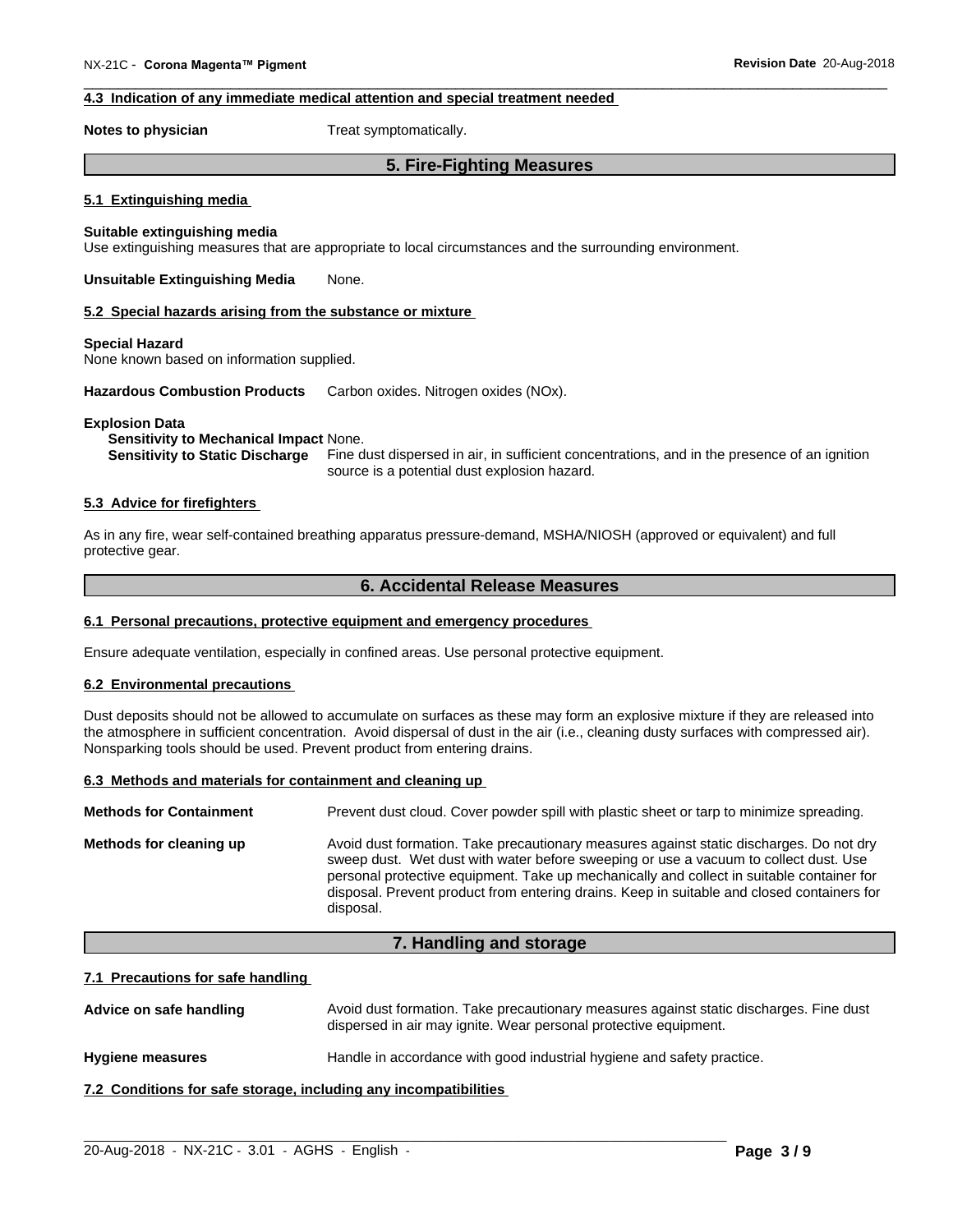#### 4.3 Indication of any immediate medical attention and special treatment needed

**Notes to physician** Treat symptomatically.

## 5. Fire-Fighting Measures

#### 5.1 Extinguishing media

**Suitable extinguishing media**
Use extinguishing measures that are appropriate to local circumstances and the surrounding environment.

**Unsuitable Extinguishing Media** None.

#### 5.2 Special hazards arising from the substance or mixture

**Special Hazard**
None known based on information supplied.

**Hazardous Combustion Products** Carbon oxides. Nitrogen oxides (NOx).

**Explosion Data**
**Sensitivity to Mechanical Impact** None.
**Sensitivity to Static Discharge** Fine dust dispersed in air, in sufficient concentrations, and in the presence of an ignition source is a potential dust explosion hazard.

#### 5.3 Advice for firefighters

As in any fire, wear self-contained breathing apparatus pressure-demand, MSHA/NIOSH (approved or equivalent) and full protective gear.

## 6. Accidental Release Measures

#### 6.1 Personal precautions, protective equipment and emergency procedures

Ensure adequate ventilation, especially in confined areas. Use personal protective equipment.

#### 6.2 Environmental precautions

Dust deposits should not be allowed to accumulate on surfaces as these may form an explosive mixture if they are released into the atmosphere in sufficient concentration. Avoid dispersal of dust in the air (i.e., cleaning dusty surfaces with compressed air). Nonsparking tools should be used. Prevent product from entering drains.

#### 6.3 Methods and materials for containment and cleaning up

**Methods for Containment** Prevent dust cloud. Cover powder spill with plastic sheet or tarp to minimize spreading.

**Methods for cleaning up** Avoid dust formation. Take precautionary measures against static discharges. Do not dry sweep dust. Wet dust with water before sweeping or use a vacuum to collect dust. Use personal protective equipment. Take up mechanically and collect in suitable container for disposal. Prevent product from entering drains. Keep in suitable and closed containers for disposal.

## 7. Handling and storage

#### 7.1 Precautions for safe handling

**Advice on safe handling** Avoid dust formation. Take precautionary measures against static discharges. Fine dust dispersed in air may ignite. Wear personal protective equipment.

**Hygiene measures** Handle in accordance with good industrial hygiene and safety practice.

#### 7.2 Conditions for safe storage, including any incompatibilities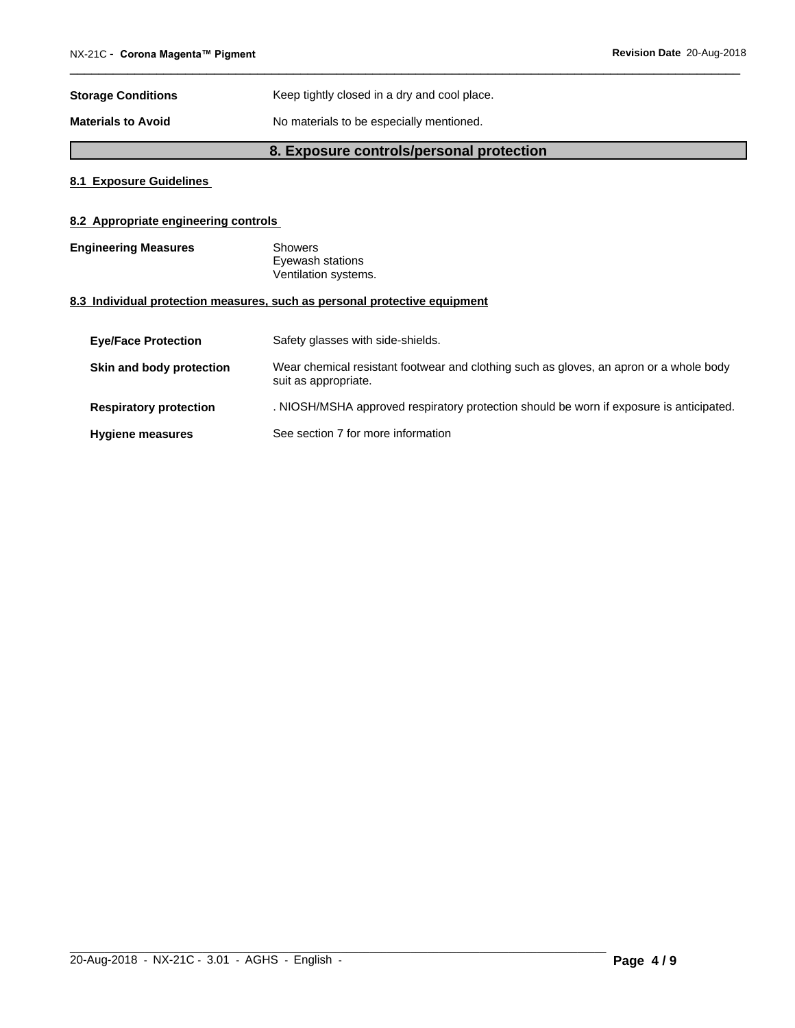**Storage Conditions** Keep tightly closed in a dry and cool place.

**Materials to Avoid** No materials to be especially mentioned.

## 8. Exposure controls/personal protection

### 8.1 Exposure Guidelines

### 8.2 Appropriate engineering controls

**Engineering Measures**
Showers
Eyewash stations
Ventilation systems.

### 8.3 Individual protection measures, such as personal protective equipment

**Eye/Face Protection** Safety glasses with side-shields.

**Skin and body protection** Wear chemical resistant footwear and clothing such as gloves, an apron or a whole body suit as appropriate.

**Respiratory protection** . NIOSH/MSHA approved respiratory protection should be worn if exposure is anticipated.

**Hygiene measures** See section 7 for more information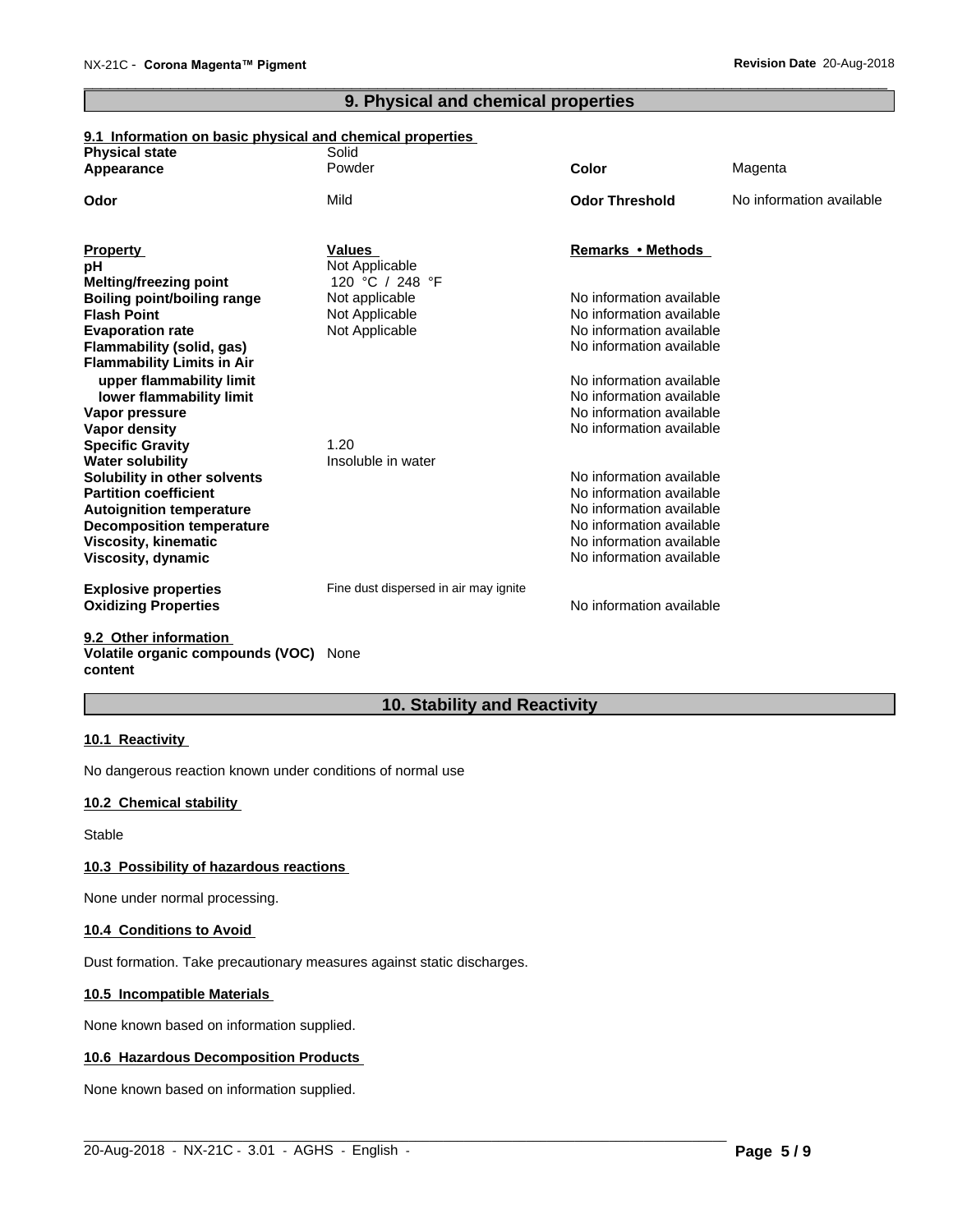## 9. Physical and chemical properties

### 9.1 Information on basic physical and chemical properties

| | | | |
|---|---|---|---|
| **Physical state** | Solid | | |
| **Appearance** | Powder | **Color** | Magenta |
| **Odor** | Mild | **Odor Threshold** | No information available |

| **Property** | **Values** | **Remarks • Methods** |
|---|---|---|
| **pH** | Not Applicable | |
| **Melting/freezing point** | 120 °C / 248 °F | |
| **Boiling point/boiling range** | Not applicable | No information available |
| **Flash Point** | Not Applicable | No information available |
| **Evaporation rate** | Not Applicable | No information available |
| **Flammability (solid, gas)** | | No information available |
| **Flammability Limits in Air** | | |
| **upper flammability limit** | | No information available |
| **lower flammability limit** | | No information available |
| **Vapor pressure** | | No information available |
| **Vapor density** | | No information available |
| **Specific Gravity** | 1.20 | |
| **Water solubility** | Insoluble in water | |
| **Solubility in other solvents** | | No information available |
| **Partition coefficient** | | No information available |
| **Autoignition temperature** | | No information available |
| **Decomposition temperature** | | No information available |
| **Viscosity, kinematic** | | No information available |
| **Viscosity, dynamic** | | No information available |
| **Explosive properties** | Fine dust dispersed in air may ignite | |
| **Oxidizing Properties** | | No information available |

### 9.2 Other information

**Volatile organic compounds (VOC) content** None

## 10. Stability and Reactivity

### 10.1 Reactivity

No dangerous reaction known under conditions of normal use

### 10.2 Chemical stability

Stable

### 10.3 Possibility of hazardous reactions

None under normal processing.

### 10.4 Conditions to Avoid

Dust formation. Take precautionary measures against static discharges.

### 10.5 Incompatible Materials

None known based on information supplied.

### 10.6 Hazardous Decomposition Products

None known based on information supplied.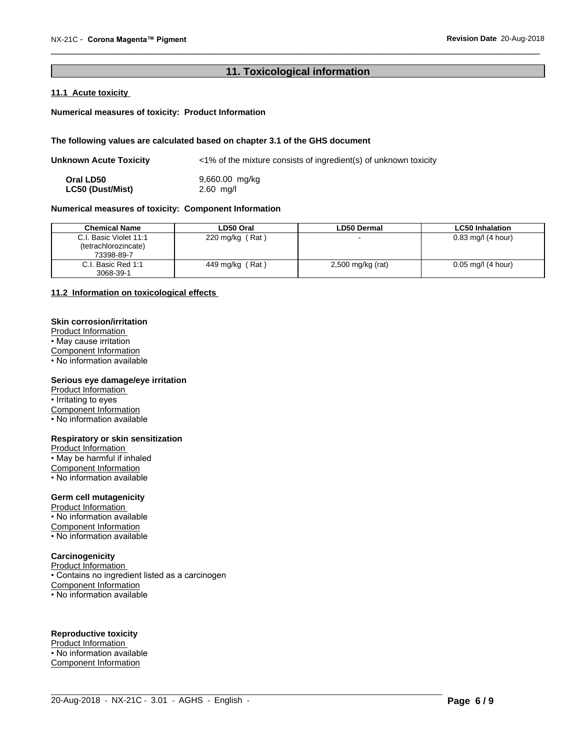## 11. Toxicological information

### 11.1 Acute toxicity

**Numerical measures of toxicity: Product Information**

**The following values are calculated based on chapter 3.1 of the GHS document**

**Unknown Acute Toxicity** <1% of the mixture consists of ingredient(s) of unknown toxicity

**Oral LD50** 9,660.00 mg/kg
**LC50 (Dust/Mist)** 2.60 mg/l

**Numerical measures of toxicity: Component Information**

| Chemical Name | LD50 Oral | LD50 Dermal | LC50 Inhalation |
|---|---|---|---|
| C.I. Basic Violet 11:1 (tetrachlorozincate) 73398-89-7 | 220 mg/kg ( Rat ) | - | 0.83 mg/l (4 hour) |
| C.I. Basic Red 1:1 3068-39-1 | 449 mg/kg ( Rat ) | 2,500 mg/kg (rat) | 0.05 mg/l (4 hour) |

### 11.2 Information on toxicological effects

**Skin corrosion/irritation**
Product Information
• May cause irritation
Component Information
• No information available

**Serious eye damage/eye irritation**
Product Information
• Irritating to eyes
Component Information
• No information available

**Respiratory or skin sensitization**
Product Information
• May be harmful if inhaled
Component Information
• No information available

**Germ cell mutagenicity**
Product Information
• No information available
Component Information
• No information available

**Carcinogenicity**
Product Information
• Contains no ingredient listed as a carcinogen
Component Information
• No information available

**Reproductive toxicity**
Product Information
• No information available
Component Information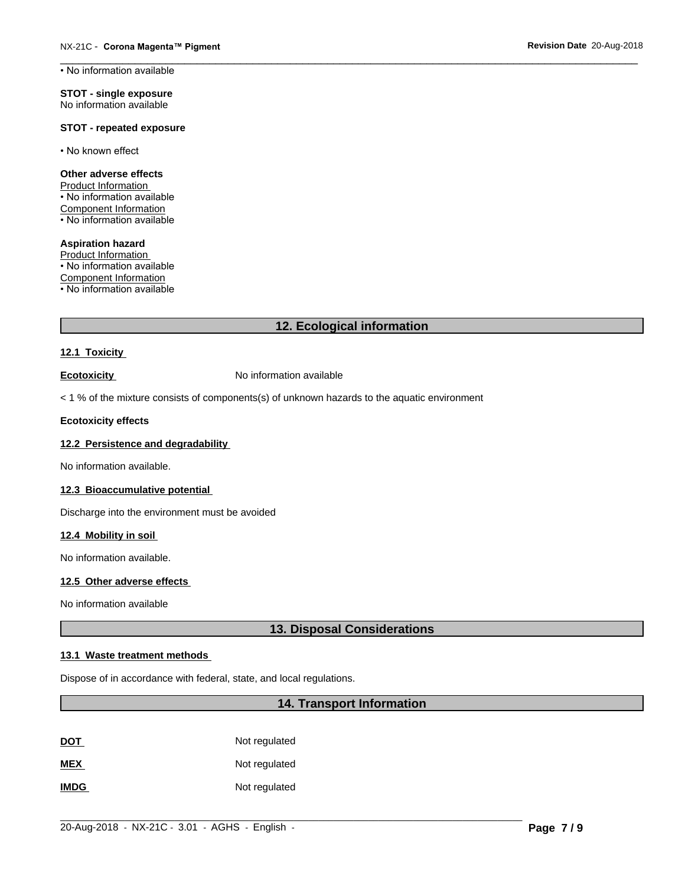• No information available

**STOT - single exposure**
No information available

**STOT - repeated exposure**

• No known effect

**Other adverse effects**
Product Information
• No information available
Component Information
• No information available

**Aspiration hazard**
Product Information
• No information available
Component Information
• No information available

## 12. Ecological information

### 12.1 Toxicity

**Ecotoxicity** No information available

< 1 % of the mixture consists of components(s) of unknown hazards to the aquatic environment

**Ecotoxicity effects**

### 12.2 Persistence and degradability

No information available.

### 12.3 Bioaccumulative potential

Discharge into the environment must be avoided

### 12.4 Mobility in soil

No information available.

### 12.5 Other adverse effects

No information available

## 13. Disposal Considerations

### 13.1 Waste treatment methods

Dispose of in accordance with federal, state, and local regulations.

## 14. Transport Information

| | |
|---|---|
| **DOT** | Not regulated |
| **MEX** | Not regulated |
| **IMDG** | Not regulated |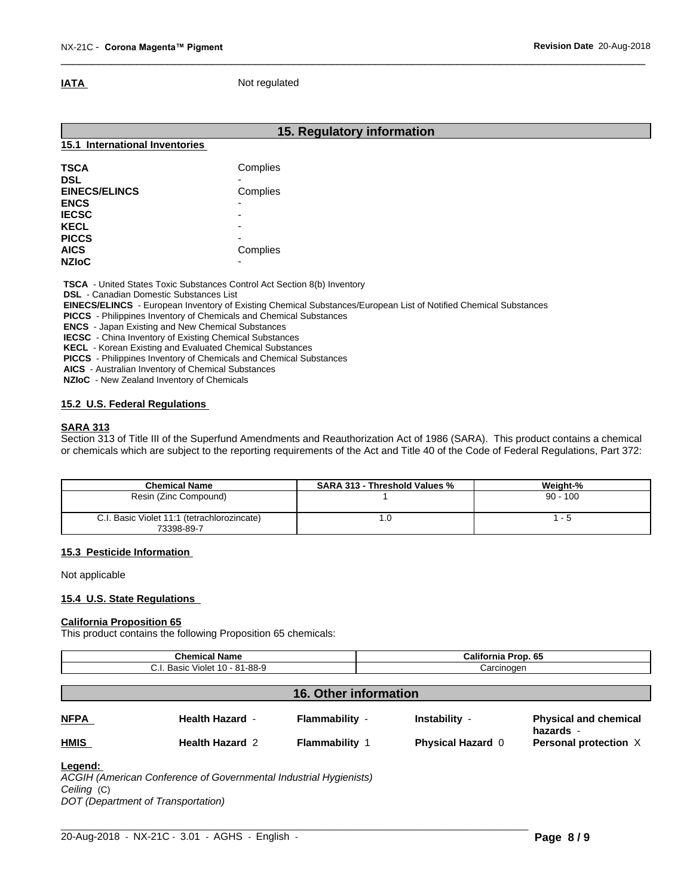**IATA** Not regulated

## 15. Regulatory information

### 15.1 International Inventories

| | |
|---|---|
| **TSCA** | Complies |
| **DSL** | - |
| **EINECS/ELINCS** | Complies |
| **ENCS** | - |
| **IECSC** | - |
| **KECL** | - |
| **PICCS** | - |
| **AICS** | Complies |
| **NZIoC** | - |

**TSCA** - United States Toxic Substances Control Act Section 8(b) Inventory
**DSL** - Canadian Domestic Substances List
**EINECS/ELINCS** - European Inventory of Existing Chemical Substances/European List of Notified Chemical Substances
**PICCS** - Philippines Inventory of Chemicals and Chemical Substances
**ENCS** - Japan Existing and New Chemical Substances
**IECSC** - China Inventory of Existing Chemical Substances
**KECL** - Korean Existing and Evaluated Chemical Substances
**PICCS** - Philippines Inventory of Chemicals and Chemical Substances
**AICS** - Australian Inventory of Chemical Substances
**NZIoC** - New Zealand Inventory of Chemicals

### 15.2 U.S. Federal Regulations

**SARA 313**
Section 313 of Title III of the Superfund Amendments and Reauthorization Act of 1986 (SARA). This product contains a chemical or chemicals which are subject to the reporting requirements of the Act and Title 40 of the Code of Federal Regulations, Part 372:

| Chemical Name | SARA 313 - Threshold Values % | Weight-% |
|---|---|---|
| Resin (Zinc Compound) | 1 | 90 - 100 |
| C.I. Basic Violet 11:1 (tetrachlorozincate) 73398-89-7 | 1.0 | 1 - 5 |

### 15.3 Pesticide Information

Not applicable

### 15.4 U.S. State Regulations

**California Proposition 65**
This product contains the following Proposition 65 chemicals:

| Chemical Name | California Prop. 65 |
|---|---|
| C.I. Basic Violet 10 - 81-88-9 | Carcinogen |

## 16. Other information

| | | | | |
|---|---|---|---|---|
| **NFPA** | **Health Hazard** - | **Flammability** - | **Instability** - | **Physical and chemical hazards** - |
| **HMIS** | **Health Hazard** 2 | **Flammability** 1 | **Physical Hazard** 0 | **Personal protection** X |

**Legend:**
*ACGIH (American Conference of Governmental Industrial Hygienists)*
*Ceiling* (C)
*DOT (Department of Transportation)*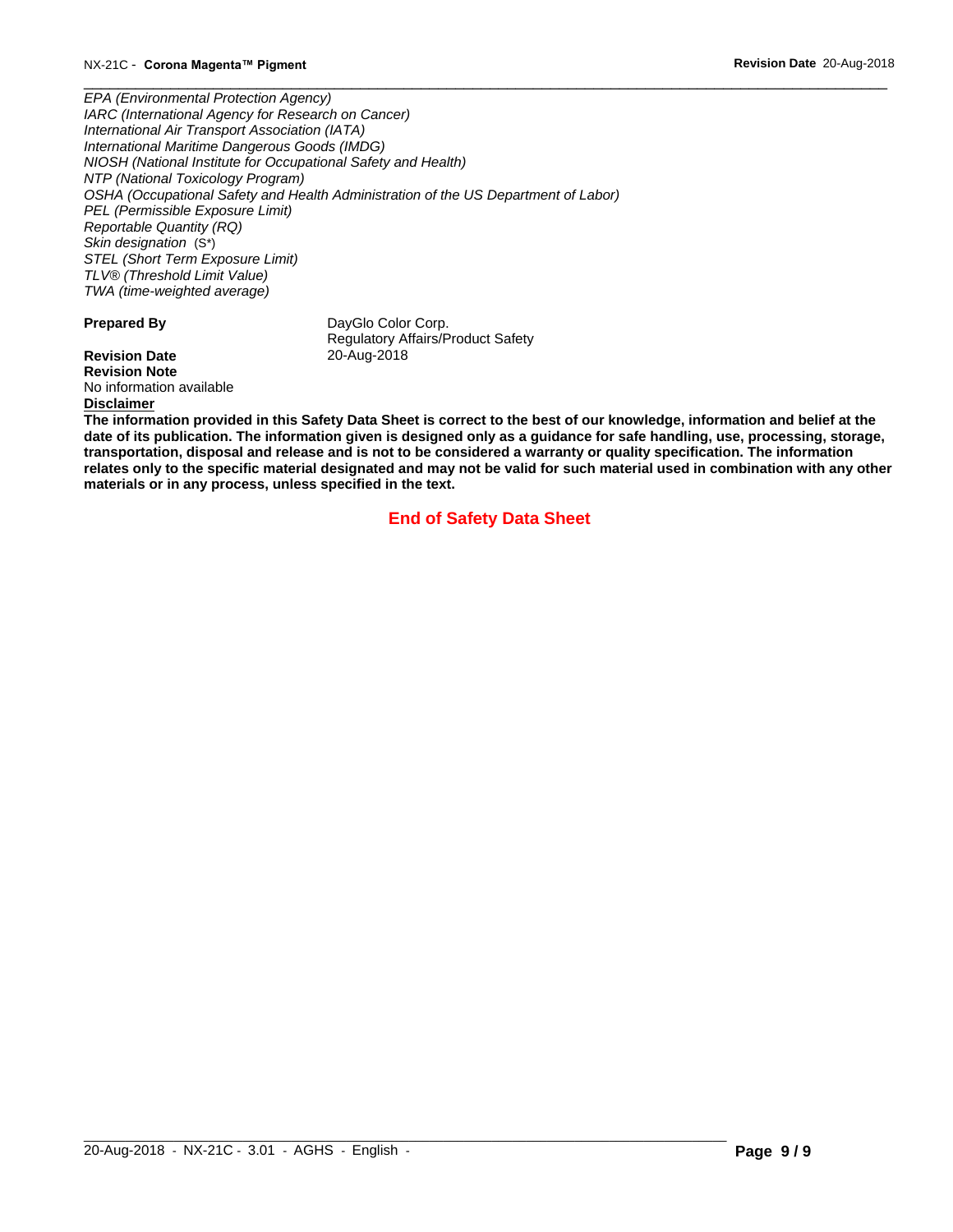*EPA (Environmental Protection Agency)*
*IARC (International Agency for Research on Cancer)*
*International Air Transport Association (IATA)*
*International Maritime Dangerous Goods (IMDG)*
*NIOSH (National Institute for Occupational Safety and Health)*
*NTP (National Toxicology Program)*
*OSHA (Occupational Safety and Health Administration of the US Department of Labor)*
*PEL (Permissible Exposure Limit)*
*Reportable Quantity (RQ)*
*Skin designation* (S*)
*STEL (Short Term Exposure Limit)*
*TLV® (Threshold Limit Value)*
*TWA (time-weighted average)*

**Prepared By** DayGlo Color Corp.
Regulatory Affairs/Product Safety

**Revision Date** 20-Aug-2018

**Revision Note**
No information available

**Disclaimer**

**The information provided in this Safety Data Sheet is correct to the best of our knowledge, information and belief at the date of its publication. The information given is designed only as a guidance for safe handling, use, processing, storage, transportation, disposal and release and is not to be considered a warranty or quality specification. The information relates only to the specific material designated and may not be valid for such material used in combination with any other materials or in any process, unless specified in the text.**

**End of Safety Data Sheet**